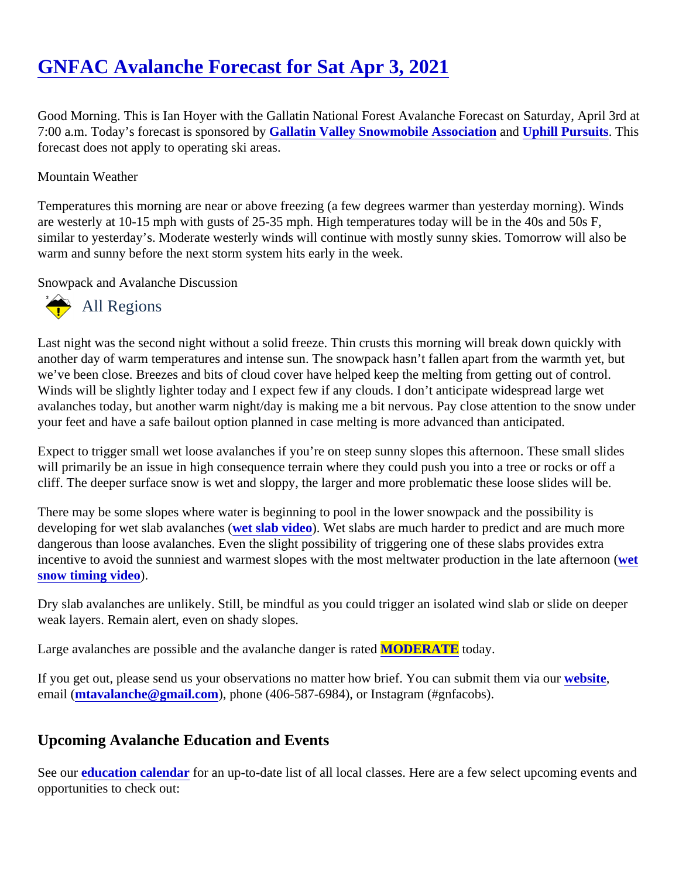// Wrapped in transcription tags as instructed

# GNFAC Avalanche Forecast for Sat Apr 3, 2021

Good Morning. This is Ian Hoyer with the Gallatin National Forest Avalanche Forecast on Saturday, April 3rd at 7:00 a.m. Today's forecast is sponsored by **Gallatin Valley Snowmobile Association** and **Uphill Pursuits**. This forecast does not apply to operating ski areas.

Mountain Weather

Temperatures this morning are near or above freezing (a few degrees warmer than yesterday morning). Winds are westerly at 10-15 mph with gusts of 25-35 mph. High temperatures today will be in the 40s and 50s F, similar to yesterday's. Moderate westerly winds will continue with mostly sunny skies. Tomorrow will also be warm and sunny before the next storm system hits early in the week.

Snowpack and Avalanche Discussion

## All Regions

Last night was the second night without a solid freeze. Thin crusts this morning will break down quickly with another day of warm temperatures and intense sun. The snowpack hasn't fallen apart from the warmth yet, but we've been close. Breezes and bits of cloud cover have helped keep the melting from getting out of control. Winds will be slightly lighter today and I expect few if any clouds. I don't anticipate widespread large wet avalanches today, but another warm night/day is making me a bit nervous. Pay close attention to the snow under your feet and have a safe bailout option planned in case melting is more advanced than anticipated.

Expect to trigger small wet loose avalanches if you're on steep sunny slopes this afternoon. These small slides will primarily be an issue in high consequence terrain where they could push you into a tree or rocks or off a cliff. The deeper surface snow is wet and sloppy, the larger and more problematic these loose slides will be.

There may be some slopes where water is beginning to pool in the lower snowpack and the possibility is developing for wet slab avalanches (**wet slab video**). Wet slabs are much harder to predict and are much more dangerous than loose avalanches. Even the slight possibility of triggering one of these slabs provides extra incentive to avoid the sunniest and warmest slopes with the most meltwater production in the late afternoon (**wet snow timing video**).

Dry slab avalanches are unlikely. Still, be mindful as you could trigger an isolated wind slab or slide on deeper weak layers. Remain alert, even on shady slopes.

Large avalanches are possible and the avalanche danger is rated **MODERATE** today.

If you get out, please send us your observations no matter how brief. You can submit them via our **website**, email (**mtavalanche@gmail.com**), phone (406-587-6984), or Instagram (#gnfacobs).

## Upcoming Avalanche Education and Events

See our **education calendar** for an up-to-date list of all local classes. Here are a few select upcoming events and opportunities to check out: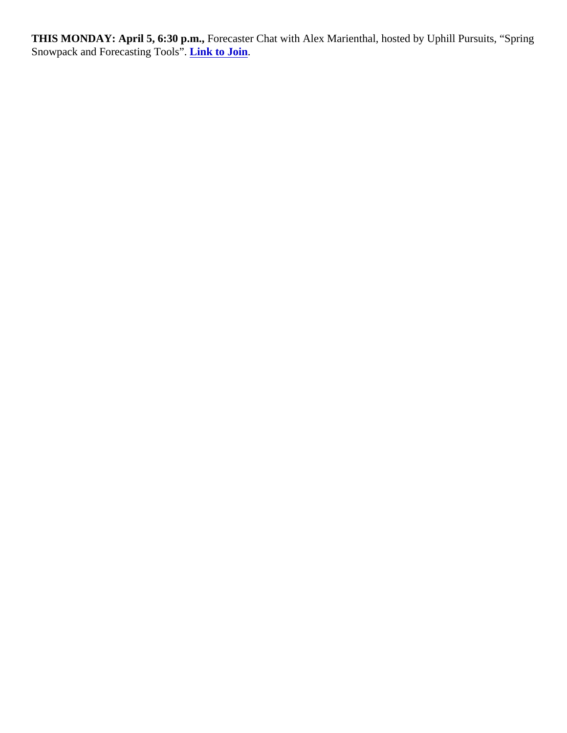**THIS MONDAY: April 5, 6:30 p.m.,** Forecaster Chat with Alex Marienthal, hosted by Uphill Pursuits, "Spring Snowpack and Forecasting Tools". **Link to Join**.